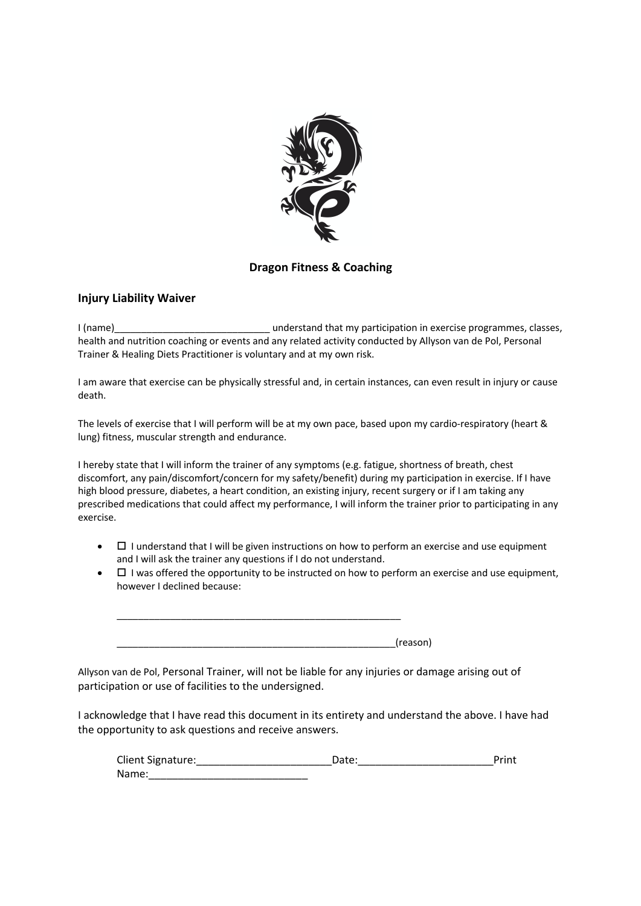## Dragon Fitness & Coaching

### Injury Liability Waiver

I (name)_____________________________ understand that my participation in exercise programmes, classes, health and nutrition coaching or events and any related activity conducted by Allyson van de Pol, Personal Trainer & Healing Diets Practitioner is voluntary and at my own risk.

I am aware that exercise can be physically stressful and, in certain instances, can even result in injury or cause death.

The levels of exercise that I will perform will be at my own pace, based upon my cardio-respiratory (heart & lung) fitness, muscular strength and endurance.

I hereby state that I will inform the trainer of any symptoms (e.g. fatigue, shortness of breath, chest discomfort, any pain/discomfort/concern for my safety/benefit) during my participation in exercise. If I have high blood pressure, diabetes, a heart condition, an existing injury, recent surgery or if I am taking any prescribed medications that could affect my performance, I will inform the trainer prior to participating in any exercise.

- ☐ I understand that I will be given instructions on how to perform an exercise and use equipment and I will ask the trainer any questions if I do not understand.
- ☐ I was offered the opportunity to be instructed on how to perform an exercise and use equipment, however I declined because:

  _____________________________________________________

  ____________________________________________________(reason)

Allyson van de Pol, Personal Trainer, will not be liable for any injuries or damage arising out of participation or use of facilities to the undersigned.

I acknowledge that I have read this document in its entirety and understand the above. I have had the opportunity to ask questions and receive answers.

Client Signature:_______________________Date:_______________________Print Name:___________________________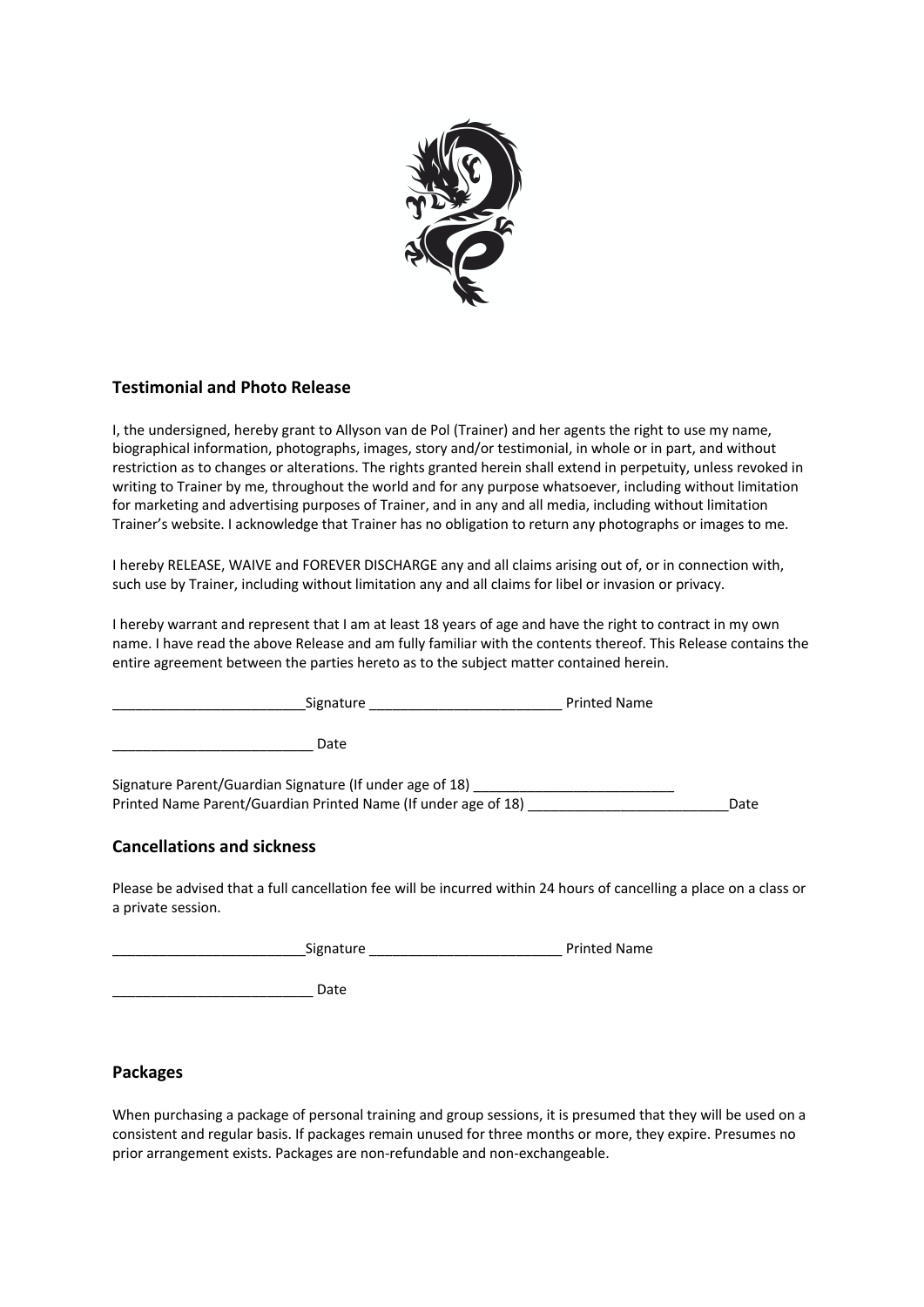## Testimonial and Photo Release

I, the undersigned, hereby grant to Allyson van de Pol (Trainer) and her agents the right to use my name, biographical information, photographs, images, story and/or testimonial, in whole or in part, and without restriction as to changes or alterations. The rights granted herein shall extend in perpetuity, unless revoked in writing to Trainer by me, throughout the world and for any purpose whatsoever, including without limitation for marketing and advertising purposes of Trainer, and in any and all media, including without limitation Trainer's website. I acknowledge that Trainer has no obligation to return any photographs or images to me.

I hereby RELEASE, WAIVE and FOREVER DISCHARGE any and all claims arising out of, or in connection with, such use by Trainer, including without limitation any and all claims for libel or invasion or privacy.

I hereby warrant and represent that I am at least 18 years of age and have the right to contract in my own name. I have read the above Release and am fully familiar with the contents thereof. This Release contains the entire agreement between the parties hereto as to the subject matter contained herein.

_________________________Signature _________________________ Printed Name

__________________________ Date

Signature Parent/Guardian Signature (If under age of 18) __________________________
Printed Name Parent/Guardian Printed Name (If under age of 18) __________________________Date

## Cancellations and sickness

Please be advised that a full cancellation fee will be incurred within 24 hours of cancelling a place on a class or a private session.

_________________________Signature _________________________ Printed Name

__________________________ Date

## Packages

When purchasing a package of personal training and group sessions, it is presumed that they will be used on a consistent and regular basis. If packages remain unused for three months or more, they expire. Presumes no prior arrangement exists. Packages are non-refundable and non-exchangeable.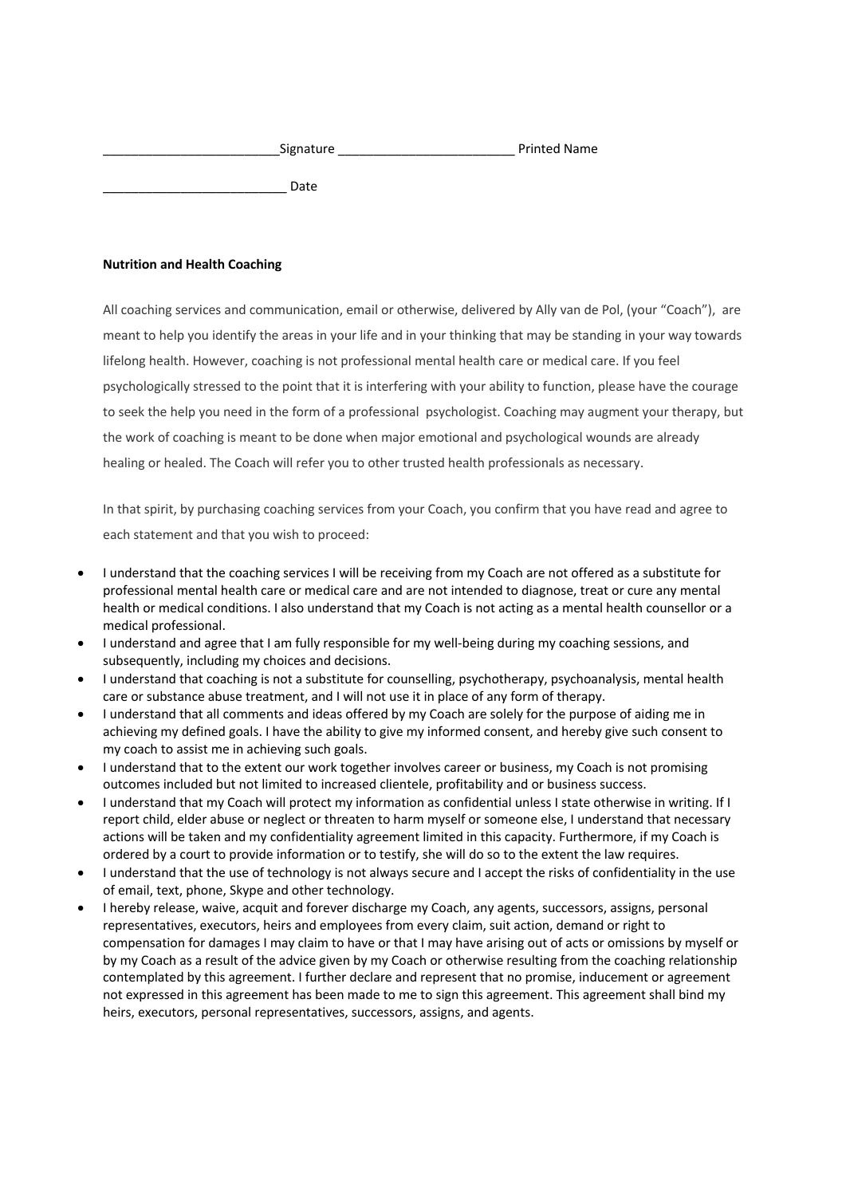_________________________Signature _________________________ Printed Name

__________________________ Date

**Nutrition and Health Coaching**

All coaching services and communication, email or otherwise, delivered by Ally van de Pol, (your "Coach"), are meant to help you identify the areas in your life and in your thinking that may be standing in your way towards lifelong health. However, coaching is not professional mental health care or medical care. If you feel psychologically stressed to the point that it is interfering with your ability to function, please have the courage to seek the help you need in the form of a professional psychologist. Coaching may augment your therapy, but the work of coaching is meant to be done when major emotional and psychological wounds are already healing or healed. The Coach will refer you to other trusted health professionals as necessary.

In that spirit, by purchasing coaching services from your Coach, you confirm that you have read and agree to each statement and that you wish to proceed:

- I understand that the coaching services I will be receiving from my Coach are not offered as a substitute for professional mental health care or medical care and are not intended to diagnose, treat or cure any mental health or medical conditions. I also understand that my Coach is not acting as a mental health counsellor or a medical professional.
- I understand and agree that I am fully responsible for my well-being during my coaching sessions, and subsequently, including my choices and decisions.
- I understand that coaching is not a substitute for counselling, psychotherapy, psychoanalysis, mental health care or substance abuse treatment, and I will not use it in place of any form of therapy.
- I understand that all comments and ideas offered by my Coach are solely for the purpose of aiding me in achieving my defined goals. I have the ability to give my informed consent, and hereby give such consent to my coach to assist me in achieving such goals.
- I understand that to the extent our work together involves career or business, my Coach is not promising outcomes included but not limited to increased clientele, profitability and or business success.
- I understand that my Coach will protect my information as confidential unless I state otherwise in writing. If I report child, elder abuse or neglect or threaten to harm myself or someone else, I understand that necessary actions will be taken and my confidentiality agreement limited in this capacity. Furthermore, if my Coach is ordered by a court to provide information or to testify, she will do so to the extent the law requires.
- I understand that the use of technology is not always secure and I accept the risks of confidentiality in the use of email, text, phone, Skype and other technology.
- I hereby release, waive, acquit and forever discharge my Coach, any agents, successors, assigns, personal representatives, executors, heirs and employees from every claim, suit action, demand or right to compensation for damages I may claim to have or that I may have arising out of acts or omissions by myself or by my Coach as a result of the advice given by my Coach or otherwise resulting from the coaching relationship contemplated by this agreement. I further declare and represent that no promise, inducement or agreement not expressed in this agreement has been made to me to sign this agreement. This agreement shall bind my heirs, executors, personal representatives, successors, assigns, and agents.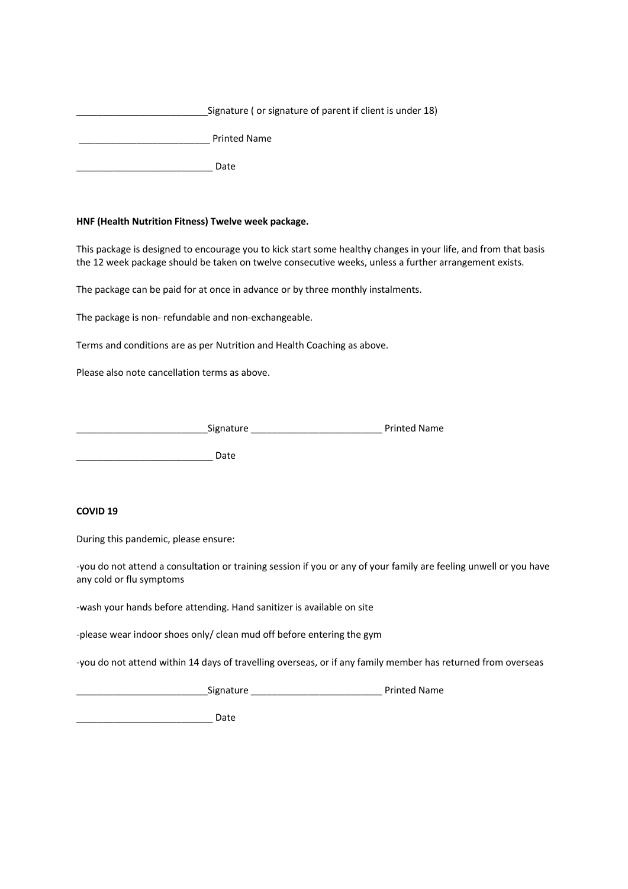_________________________Signature ( or signature of parent if client is under 18)

_________________________ Printed Name

__________________________ Date

**HNF (Health Nutrition Fitness) Twelve week package.**

This package is designed to encourage you to kick start some healthy changes in your life, and from that basis the 12 week package should be taken on twelve consecutive weeks, unless a further arrangement exists.

The package can be paid for at once in advance or by three monthly instalments.

The package is non- refundable and non-exchangeable.

Terms and conditions are as per Nutrition and Health Coaching as above.

Please also note cancellation terms as above.

_________________________Signature _________________________ Printed Name

__________________________ Date

**COVID 19**

During this pandemic, please ensure:

-you do not attend a consultation or training session if you or any of your family are feeling unwell or you have any cold or flu symptoms

-wash your hands before attending. Hand sanitizer is available on site

-please wear indoor shoes only/ clean mud off before entering the gym

-you do not attend within 14 days of travelling overseas, or if any family member has returned from overseas

_________________________Signature _________________________ Printed Name

__________________________ Date